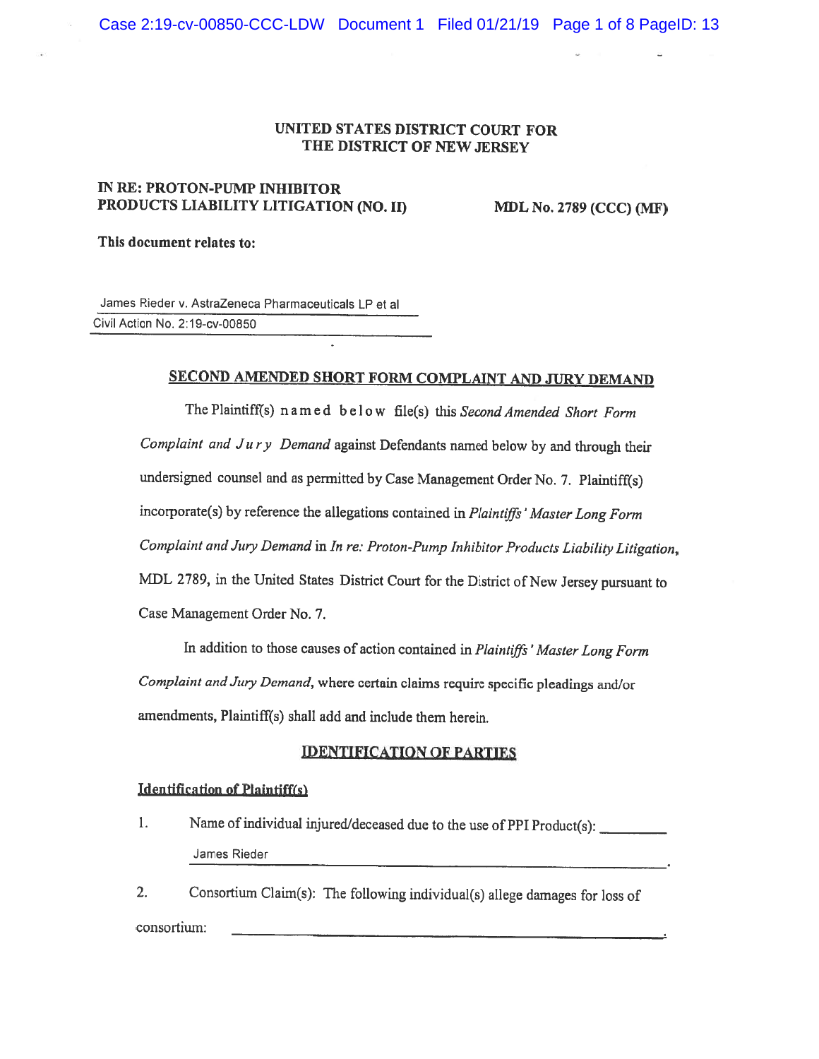# UNITED STATES DISTRICT COURT FOR THE DISTRICT OF NEW JERSEY

**IN RE: PROTON-PUMP INHIBITOR PRODUCTS LIABILITY LITIGATION (NO. II)**

**MDL No. 2789 (CCC) (MF)**

**This document relates to:**

James Rieder v. AstraZeneca Pharmaceuticals LP et al
Civil Action No. 2:19-cv-00850

## SECOND AMENDED SHORT FORM COMPLAINT AND JURY DEMAND

The Plaintiff(s) named below file(s) this *Second Amended Short Form Complaint and Jury Demand* against Defendants named below by and through their undersigned counsel and as permitted by Case Management Order No. 7. Plaintiff(s) incorporate(s) by reference the allegations contained in *Plaintiffs' Master Long Form Complaint and Jury Demand* in *In re: Proton-Pump Inhibitor Products Liability Litigation*, MDL 2789, in the United States District Court for the District of New Jersey pursuant to Case Management Order No. 7.

In addition to those causes of action contained in *Plaintiffs' Master Long Form Complaint and Jury Demand*, where certain claims require specific pleadings and/or amendments, Plaintiff(s) shall add and include them herein.

## IDENTIFICATION OF PARTIES

### Identification of Plaintiff(s)

1. Name of individual injured/deceased due to the use of PPI Product(s): James Rieder.

2. Consortium Claim(s): The following individual(s) allege damages for loss of consortium: ______________________.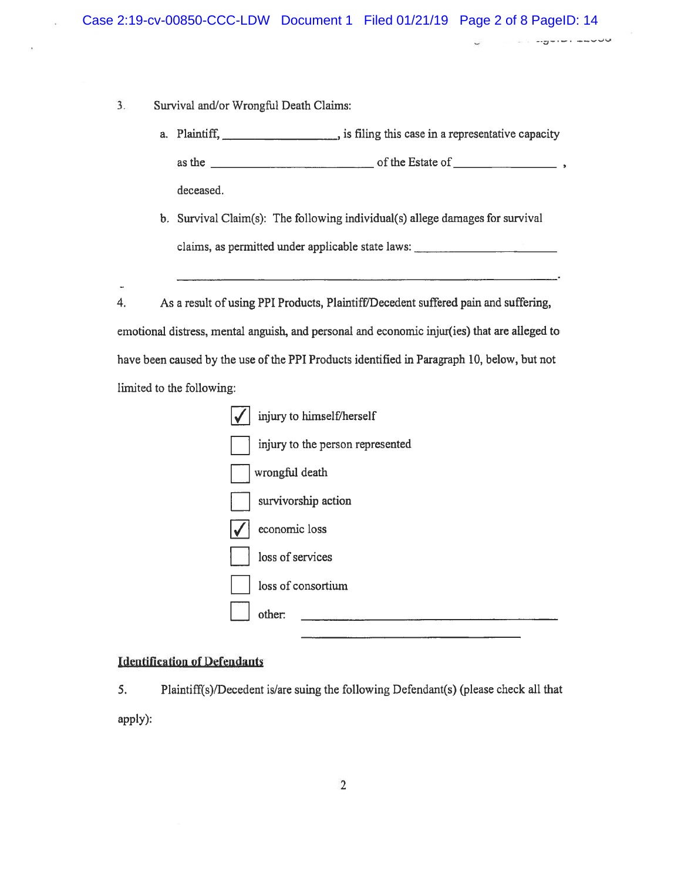3. Survival and/or Wrongful Death Claims:

   a. Plaintiff, ________________, is filing this case in a representative capacity as the ________________________ of the Estate of ______________, deceased.

   b. Survival Claim(s): The following individual(s) allege damages for survival claims, as permitted under applicable state laws: ______________________ ________________________________________________.

4. As a result of using PPI Products, Plaintiff/Decedent suffered pain and suffering, emotional distress, mental anguish, and personal and economic injur(ies) that are alleged to have been caused by the use of the PPI Products identified in Paragraph 10, below, but not limited to the following:

- [x] injury to himself/herself
- [ ] injury to the person represented
- [ ] wrongful death
- [ ] survivorship action
- [x] economic loss
- [ ] loss of services
- [ ] loss of consortium
- [ ] other: ________________________________________

## Identification of Defendants

5. Plaintiff(s)/Decedent is/are suing the following Defendant(s) (please check all that apply):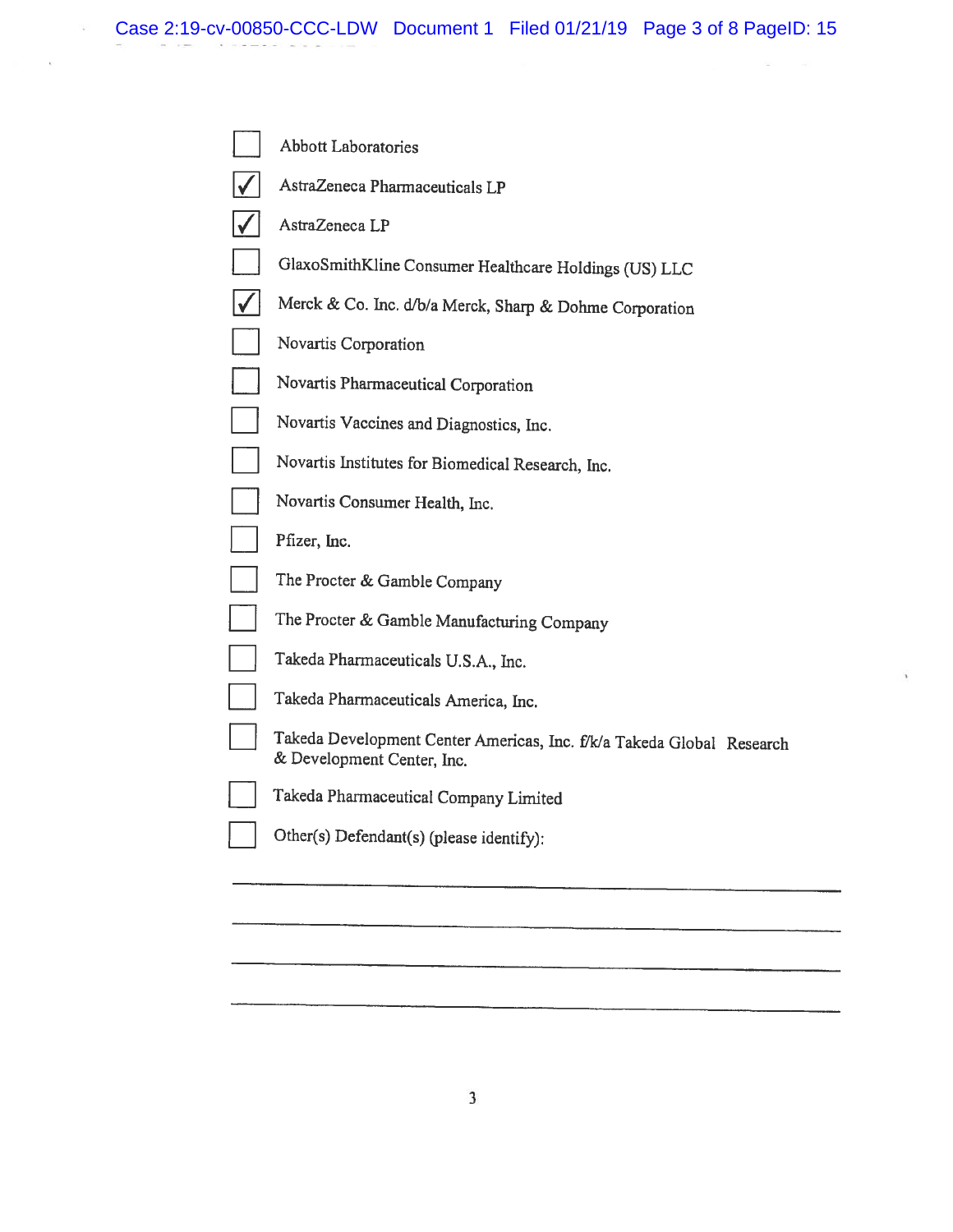- [ ] Abbott Laboratories
- [x] AstraZeneca Pharmaceuticals LP
- [x] AstraZeneca LP
- [ ] GlaxoSmithKline Consumer Healthcare Holdings (US) LLC
- [x] Merck & Co. Inc. d/b/a Merck, Sharp & Dohme Corporation
- [ ] Novartis Corporation
- [ ] Novartis Pharmaceutical Corporation
- [ ] Novartis Vaccines and Diagnostics, Inc.
- [ ] Novartis Institutes for Biomedical Research, Inc.
- [ ] Novartis Consumer Health, Inc.
- [ ] Pfizer, Inc.
- [ ] The Procter & Gamble Company
- [ ] The Procter & Gamble Manufacturing Company
- [ ] Takeda Pharmaceuticals U.S.A., Inc.
- [ ] Takeda Pharmaceuticals America, Inc.
- [ ] Takeda Development Center Americas, Inc. f/k/a Takeda Global Research & Development Center, Inc.
- [ ] Takeda Pharmaceutical Company Limited
- [ ] Other(s) Defendant(s) (please identify):

______________________________________________

______________________________________________

______________________________________________

______________________________________________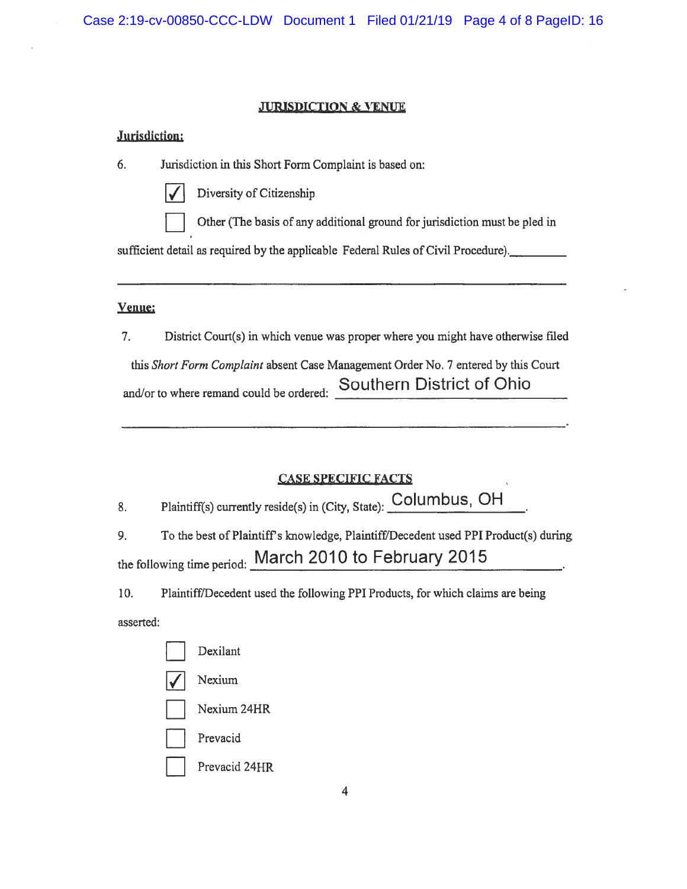## JURISDICTION & VENUE

**Jurisdiction:**

6. Jurisdiction in this Short Form Complaint is based on:

- [x] Diversity of Citizenship
- [ ] Other (The basis of any additional ground for jurisdiction must be pled in sufficient detail as required by the applicable Federal Rules of Civil Procedure).________

______________________________________________________________________

**Venue:**

7. District Court(s) in which venue was proper where you might have otherwise filed this *Short Form Complaint* absent Case Management Order No. 7 entered by this Court and/or to where remand could be ordered: Southern District of Ohio

______________________________________________________________________.

## CASE SPECIFIC FACTS

8. Plaintiff(s) currently reside(s) in (City, State): Columbus, OH.

9. To the best of Plaintiff's knowledge, Plaintiff/Decedent used PPI Product(s) during the following time period: March 2010 to February 2015.

10. Plaintiff/Decedent used the following PPI Products, for which claims are being asserted:

- [ ] Dexilant
- [x] Nexium
- [ ] Nexium 24HR
- [ ] Prevacid
- [ ] Prevacid 24HR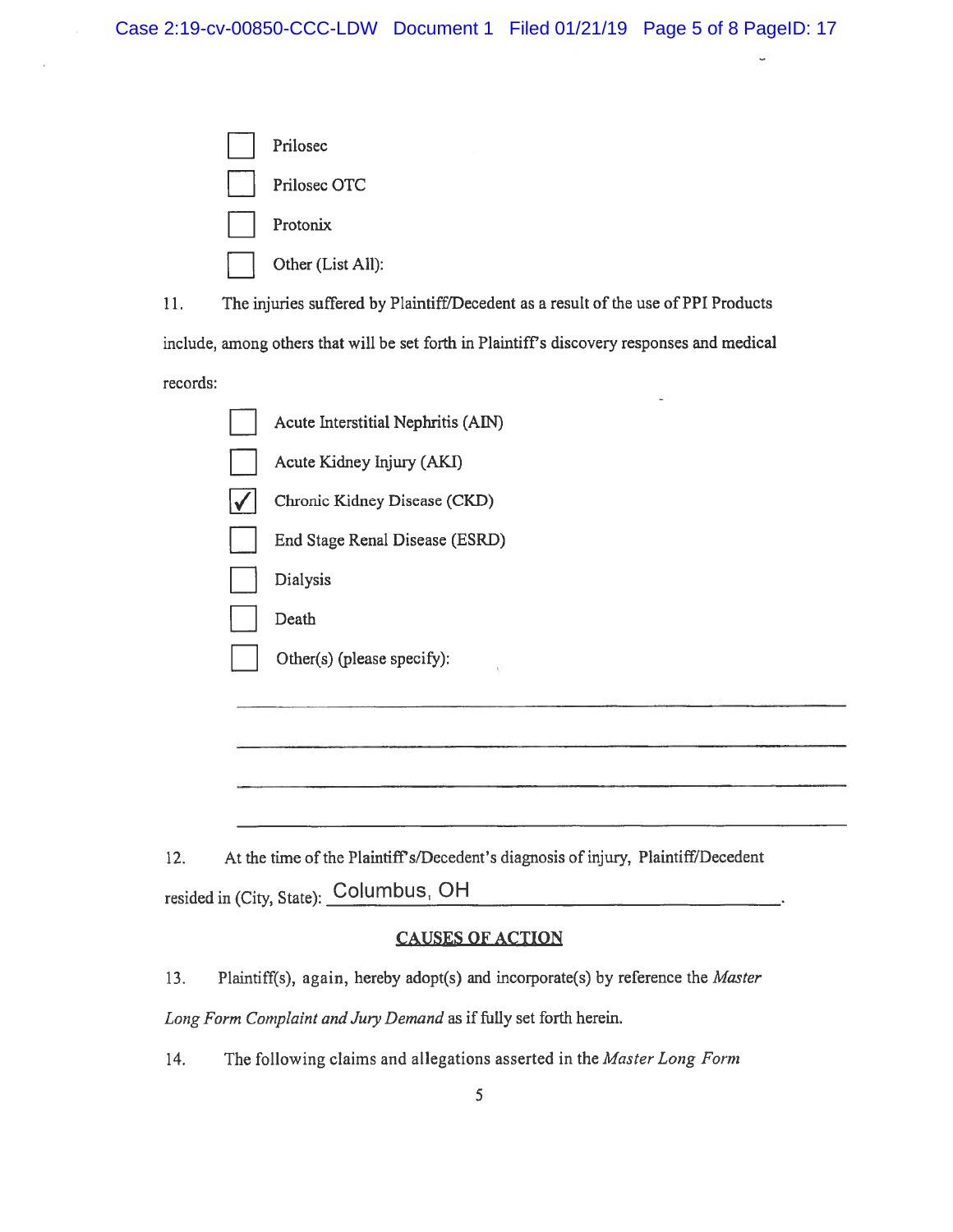- [ ] Prilosec
- [ ] Prilosec OTC
- [ ] Protonix
- [ ] Other (List All):

11. The injuries suffered by Plaintiff/Decedent as a result of the use of PPI Products include, among others that will be set forth in Plaintiff's discovery responses and medical records:

- [ ] Acute Interstitial Nephritis (AIN)
- [ ] Acute Kidney Injury (AKI)
- [x] Chronic Kidney Disease (CKD)
- [ ] End Stage Renal Disease (ESRD)
- [ ] Dialysis
- [ ] Death
- [ ] Other(s) (please specify):

______________________________________________

______________________________________________

______________________________________________

______________________________________________

12. At the time of the Plaintiff's/Decedent's diagnosis of injury, Plaintiff/Decedent resided in (City, State): Columbus, OH.

## CAUSES OF ACTION

13. Plaintiff(s), again, hereby adopt(s) and incorporate(s) by reference the *Master Long Form Complaint and Jury Demand* as if fully set forth herein.

14. The following claims and allegations asserted in the *Master Long Form*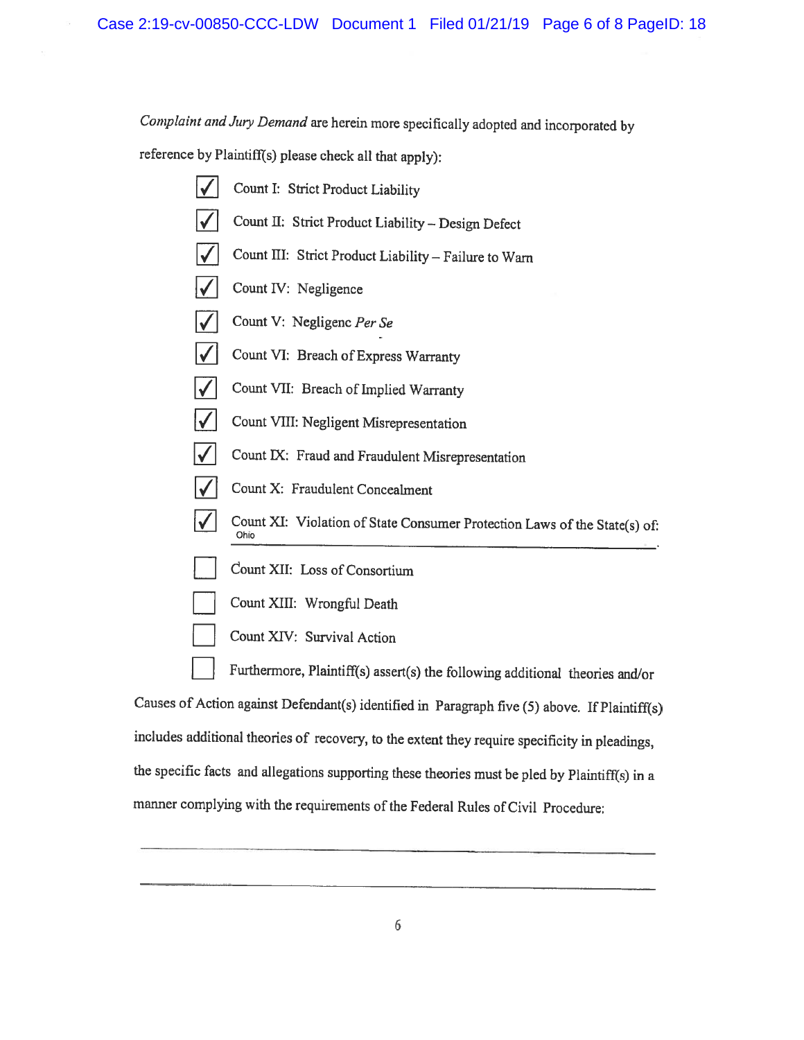*Complaint and Jury Demand* are herein more specifically adopted and incorporated by reference by Plaintiff(s) please check all that apply):

- [x] Count I: Strict Product Liability
- [x] Count II: Strict Product Liability – Design Defect
- [x] Count III: Strict Product Liability – Failure to Warn
- [x] Count IV: Negligence
- [x] Count V: Negligenc *Per Se*
- [x] Count VI: Breach of Express Warranty
- [x] Count VII: Breach of Implied Warranty
- [x] Count VIII: Negligent Misrepresentation
- [x] Count IX: Fraud and Fraudulent Misrepresentation
- [x] Count X: Fraudulent Concealment
- [x] Count XI: Violation of State Consumer Protection Laws of the State(s) of: Ohio
- [ ] Count XII: Loss of Consortium
- [ ] Count XIII: Wrongful Death
- [ ] Count XIV: Survival Action
- [ ] Furthermore, Plaintiff(s) assert(s) the following additional theories and/or Causes of Action against Defendant(s) identified in Paragraph five (5) above. If Plaintiff(s) includes additional theories of recovery, to the extent they require specificity in pleadings, the specific facts and allegations supporting these theories must be pled by Plaintiff(s) in a manner complying with the requirements of the Federal Rules of Civil Procedure:

\_\_\_\_\_\_\_\_\_\_\_\_\_\_\_\_\_\_\_\_\_\_\_\_\_\_\_\_\_\_\_\_\_\_\_\_\_\_\_\_\_\_\_\_\_\_\_\_\_\_\_\_\_\_\_\_

\_\_\_\_\_\_\_\_\_\_\_\_\_\_\_\_\_\_\_\_\_\_\_\_\_\_\_\_\_\_\_\_\_\_\_\_\_\_\_\_\_\_\_\_\_\_\_\_\_\_\_\_\_\_\_\_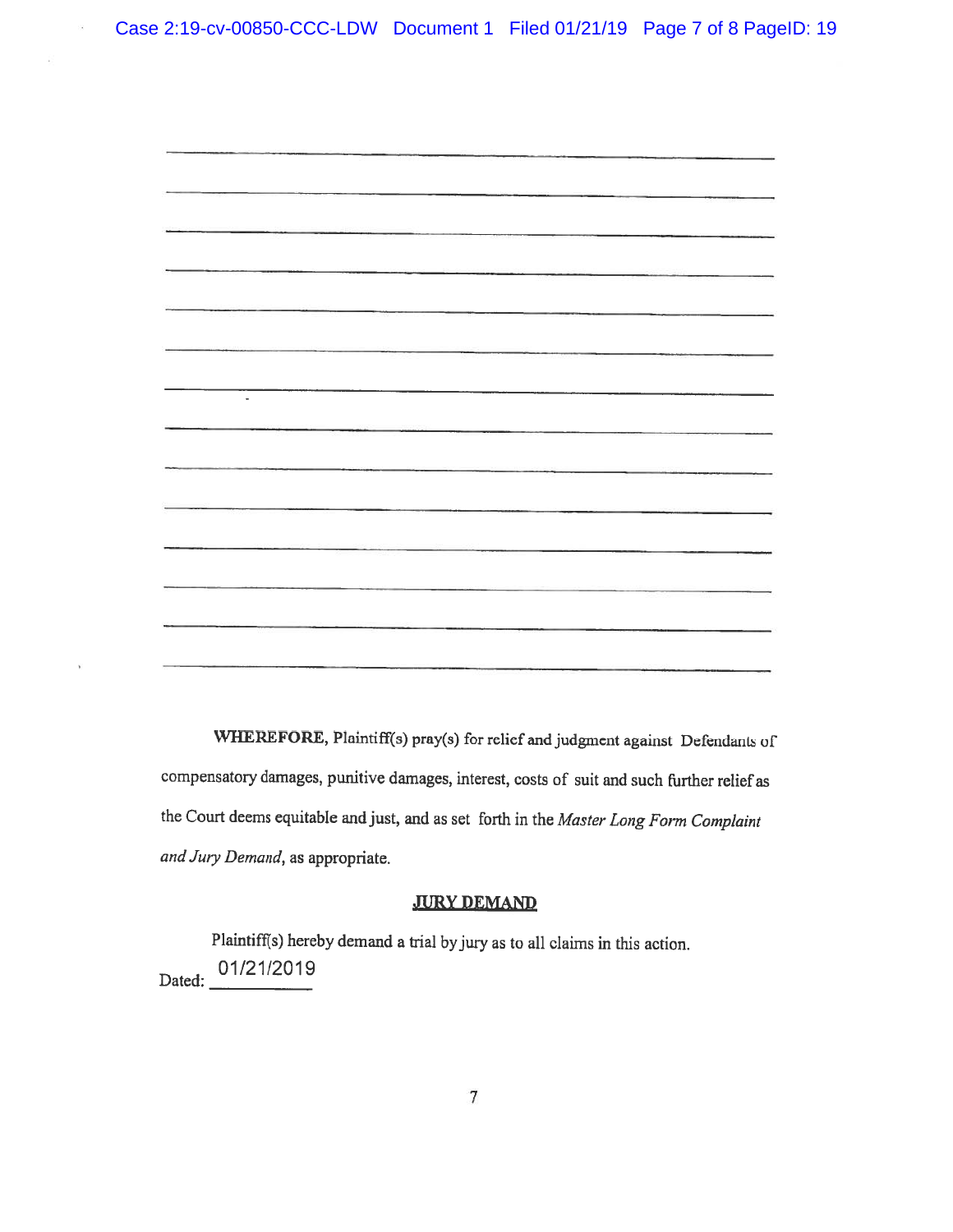WHEREFORE, Plaintiff(s) pray(s) for relief and judgment against Defendants of compensatory damages, punitive damages, interest, costs of suit and such further relief as the Court deems equitable and just, and as set forth in the *Master Long Form Complaint and Jury Demand*, as appropriate.

## JURY DEMAND

Plaintiff(s) hereby demand a trial by jury as to all claims in this action.

Dated: 01/21/2019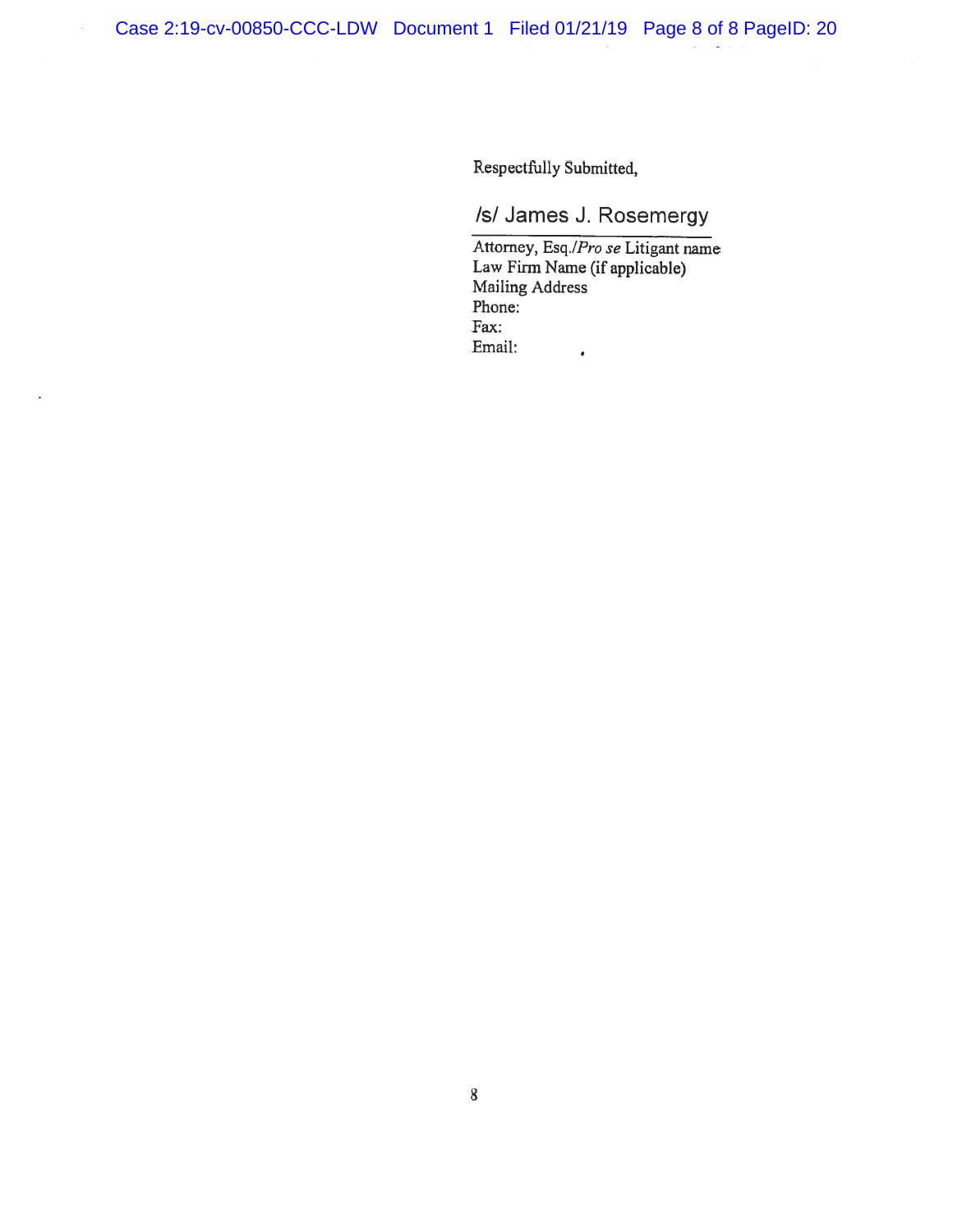Respectfully Submitted,

/s/ James J. Rosemergy

Attorney, Esq./*Pro se* Litigant name
Law Firm Name (if applicable)
Mailing Address
Phone:
Fax:
Email: